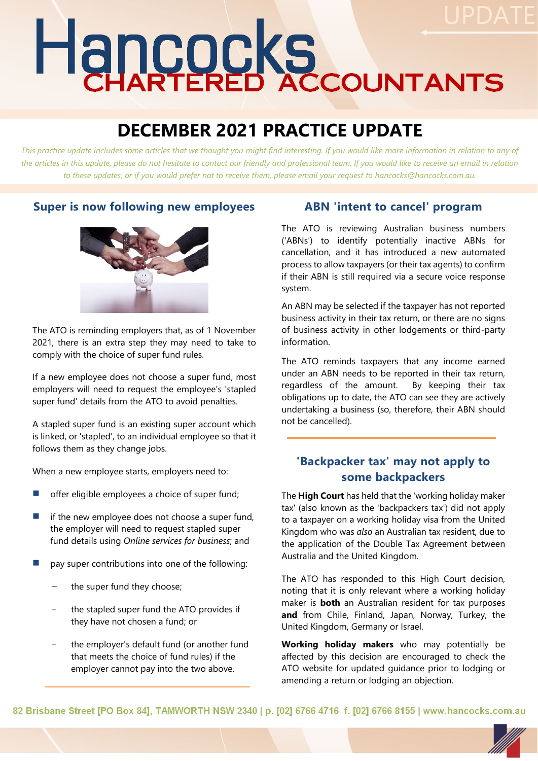# DECEMBER 2021 PRACTICE UPDATE

*This practice update includes some articles that we thought you might find interesting. If you would like more information in relation to any of the articles in this update, please do not hesitate to contact our friendly and professional team. If you would like to receive an email in relation to these updates, or if you would prefer not to receive them, please email your request to hancocks@hancocks.com.au.*

## Super is now following new employees

The ATO is reminding employers that, as of 1 November 2021, there is an extra step they may need to take to comply with the choice of super fund rules.

If a new employee does not choose a super fund, most employers will need to request the employee's 'stapled super fund' details from the ATO to avoid penalties.

A stapled super fund is an existing super account which is linked, or 'stapled', to an individual employee so that it follows them as they change jobs.

When a new employee starts, employers need to:

- offer eligible employees a choice of super fund;
- if the new employee does not choose a super fund, the employer will need to request stapled super fund details using *Online services for business*; and
- pay super contributions into one of the following:
  - the super fund they choose;
  - the stapled super fund the ATO provides if they have not chosen a fund; or
  - the employer's default fund (or another fund that meets the choice of fund rules) if the employer cannot pay into the two above.

## ABN 'intent to cancel' program

The ATO is reviewing Australian business numbers ('ABNs') to identify potentially inactive ABNs for cancellation, and it has introduced a new automated process to allow taxpayers (or their tax agents) to confirm if their ABN is still required via a secure voice response system.

An ABN may be selected if the taxpayer has not reported business activity in their tax return, or there are no signs of business activity in other lodgements or third-party information.

The ATO reminds taxpayers that any income earned under an ABN needs to be reported in their tax return, regardless of the amount. By keeping their tax obligations up to date, the ATO can see they are actively undertaking a business (so, therefore, their ABN should not be cancelled).

## 'Backpacker tax' may not apply to some backpackers

The **High Court** has held that the 'working holiday maker tax' (also known as the 'backpackers tax') did not apply to a taxpayer on a working holiday visa from the United Kingdom who was *also* an Australian tax resident, due to the application of the Double Tax Agreement between Australia and the United Kingdom.

The ATO has responded to this High Court decision, noting that it is only relevant where a working holiday maker is **both** an Australian resident for tax purposes **and** from Chile, Finland, Japan, Norway, Turkey, the United Kingdom, Germany or Israel.

**Working holiday makers** who may potentially be affected by this decision are encouraged to check the ATO website for updated guidance prior to lodging or amending a return or lodging an objection.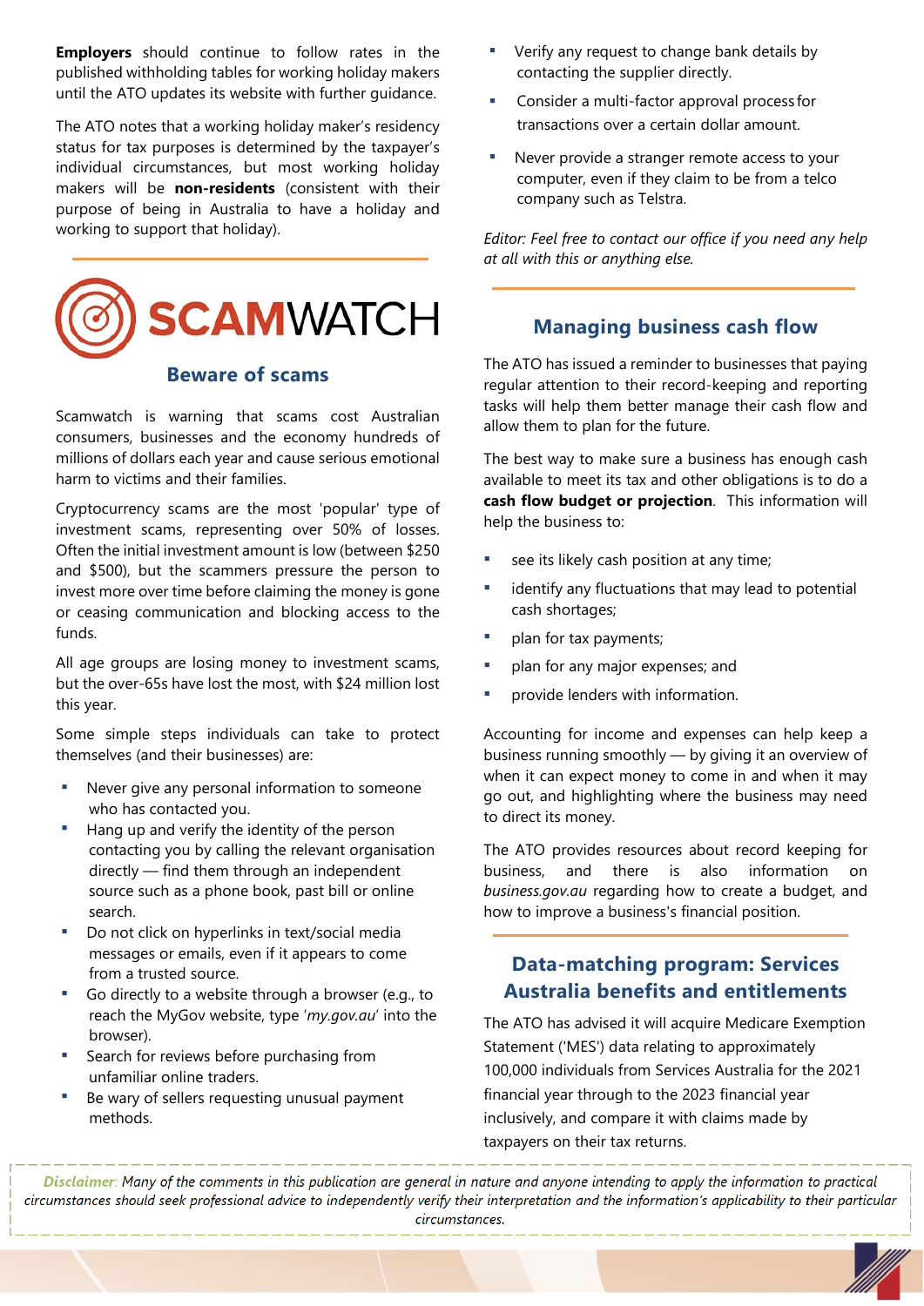**Employers** should continue to follow rates in the published withholding tables for working holiday makers until the ATO updates its website with further guidance.

The ATO notes that a working holiday maker's residency status for tax purposes is determined by the taxpayer's individual circumstances, but most working holiday makers will be **non-residents** (consistent with their purpose of being in Australia to have a holiday and working to support that holiday).

SCAMWATCH

## Beware of scams

Scamwatch is warning that scams cost Australian consumers, businesses and the economy hundreds of millions of dollars each year and cause serious emotional harm to victims and their families.

Cryptocurrency scams are the most 'popular' type of investment scams, representing over 50% of losses. Often the initial investment amount is low (between $250 and $500), but the scammers pressure the person to invest more over time before claiming the money is gone or ceasing communication and blocking access to the funds.

All age groups are losing money to investment scams, but the over-65s have lost the most, with $24 million lost this year.

Some simple steps individuals can take to protect themselves (and their businesses) are:

- Never give any personal information to someone who has contacted you.
- Hang up and verify the identity of the person contacting you by calling the relevant organisation directly — find them through an independent source such as a phone book, past bill or online search.
- Do not click on hyperlinks in text/social media messages or emails, even if it appears to come from a trusted source.
- Go directly to a website through a browser (e.g., to reach the MyGov website, type '*my.gov.au*' into the browser).
- Search for reviews before purchasing from unfamiliar online traders.
- Be wary of sellers requesting unusual payment methods.
- Verify any request to change bank details by contacting the supplier directly.
- Consider a multi-factor approval process for transactions over a certain dollar amount.
- Never provide a stranger remote access to your computer, even if they claim to be from a telco company such as Telstra.

*Editor: Feel free to contact our office if you need any help at all with this or anything else.*

## Managing business cash flow

The ATO has issued a reminder to businesses that paying regular attention to their record-keeping and reporting tasks will help them better manage their cash flow and allow them to plan for the future.

The best way to make sure a business has enough cash available to meet its tax and other obligations is to do a **cash flow budget or projection**. This information will help the business to:

- see its likely cash position at any time;
- identify any fluctuations that may lead to potential cash shortages;
- plan for tax payments;
- plan for any major expenses; and
- provide lenders with information.

Accounting for income and expenses can help keep a business running smoothly — by giving it an overview of when it can expect money to come in and when it may go out, and highlighting where the business may need to direct its money.

The ATO provides resources about record keeping for business, and there is also information on *business.gov.au* regarding how to create a budget, and how to improve a business's financial position.

## Data-matching program: Services Australia benefits and entitlements

The ATO has advised it will acquire Medicare Exemption Statement ('MES') data relating to approximately 100,000 individuals from Services Australia for the 2021 financial year through to the 2023 financial year inclusively, and compare it with claims made by taxpayers on their tax returns.

*Disclaimer: Many of the comments in this publication are general in nature and anyone intending to apply the information to practical circumstances should seek professional advice to independently verify their interpretation and the information's applicability to their particular circumstances.*